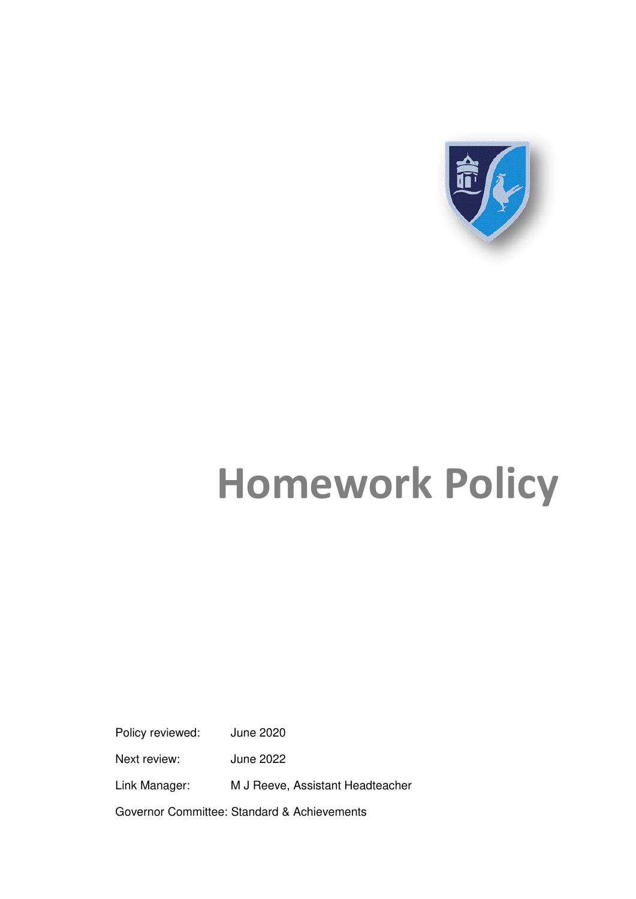# Homework Policy

Policy reviewed: June 2020

Next review: June 2022

Link Manager: M J Reeve, Assistant Headteacher

Governor Committee: Standard & Achievements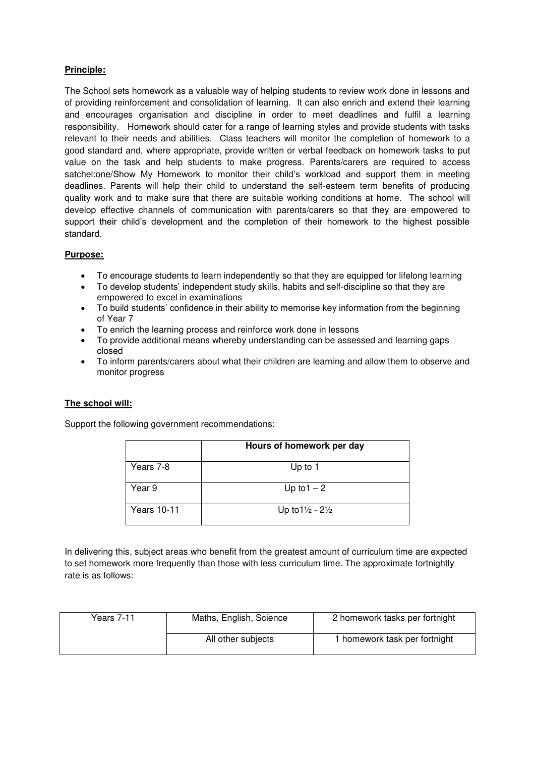**Principle:**

The School sets homework as a valuable way of helping students to review work done in lessons and of providing reinforcement and consolidation of learning. It can also enrich and extend their learning and encourages organisation and discipline in order to meet deadlines and fulfil a learning responsibility. Homework should cater for a range of learning styles and provide students with tasks relevant to their needs and abilities. Class teachers will monitor the completion of homework to a good standard and, where appropriate, provide written or verbal feedback on homework tasks to put value on the task and help students to make progress. Parents/carers are required to access satchel:one/Show My Homework to monitor their child's workload and support them in meeting deadlines. Parents will help their child to understand the self-esteem term benefits of producing quality work and to make sure that there are suitable working conditions at home. The school will develop effective channels of communication with parents/carers so that they are empowered to support their child's development and the completion of their homework to the highest possible standard.

**Purpose:**

- To encourage students to learn independently so that they are equipped for lifelong learning
- To develop students' independent study skills, habits and self-discipline so that they are empowered to excel in examinations
- To build students' confidence in their ability to memorise key information from the beginning of Year 7
- To enrich the learning process and reinforce work done in lessons
- To provide additional means whereby understanding can be assessed and learning gaps closed
- To inform parents/carers about what their children are learning and allow them to observe and monitor progress

**The school will:**

Support the following government recommendations:

| | **Hours of homework per day** |
|---|---|
| Years 7-8 | Up to 1 |
| Year 9 | Up to1 – 2 |
| Years 10-11 | Up to1½ - 2½ |

In delivering this, subject areas who benefit from the greatest amount of curriculum time are expected to set homework more frequently than those with less curriculum time. The approximate fortnightly rate is as follows:

| Years 7-11 | Maths, English, Science | 2 homework tasks per fortnight |
|---|---|---|
| | All other subjects | 1 homework task per fortnight |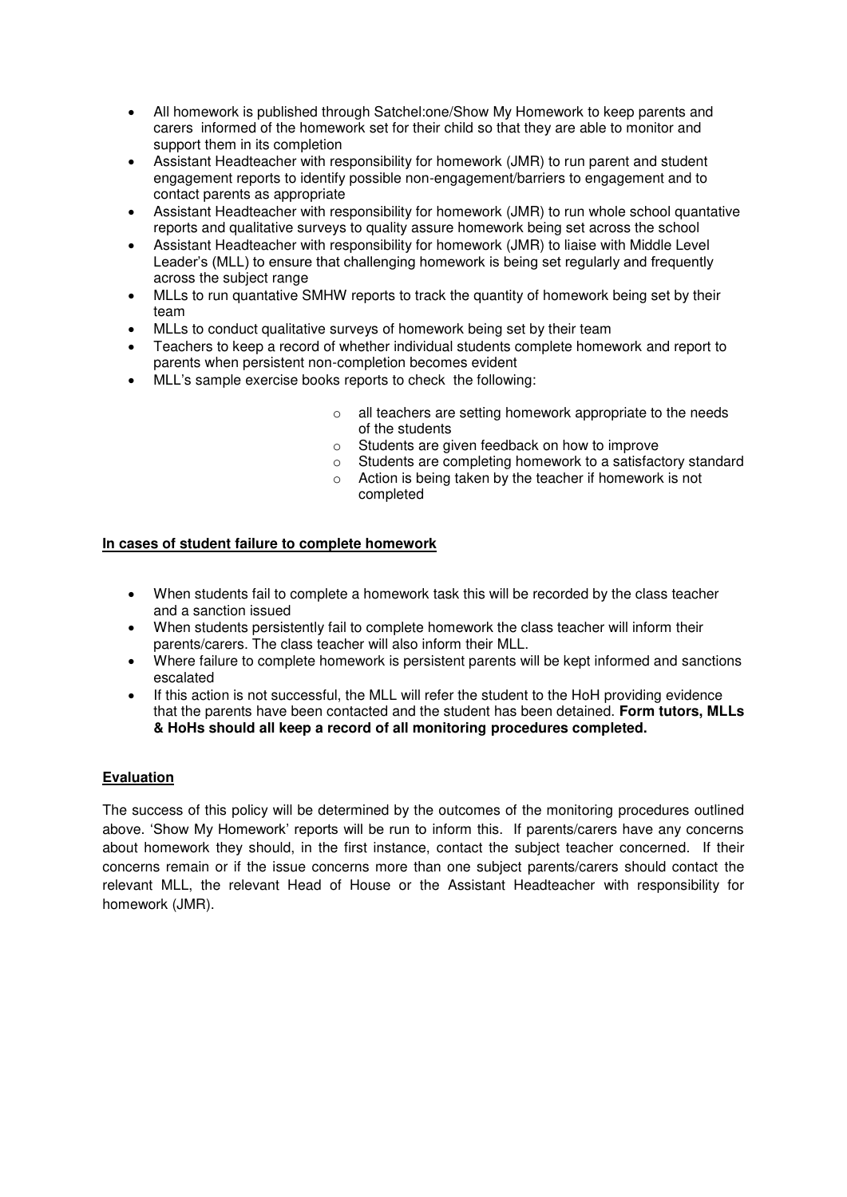- All homework is published through Satchel:one/Show My Homework to keep parents and carers informed of the homework set for their child so that they are able to monitor and support them in its completion
- Assistant Headteacher with responsibility for homework (JMR) to run parent and student engagement reports to identify possible non-engagement/barriers to engagement and to contact parents as appropriate
- Assistant Headteacher with responsibility for homework (JMR) to run whole school quantative reports and qualitative surveys to quality assure homework being set across the school
- Assistant Headteacher with responsibility for homework (JMR) to liaise with Middle Level Leader's (MLL) to ensure that challenging homework is being set regularly and frequently across the subject range
- MLLs to run quantative SMHW reports to track the quantity of homework being set by their team
- MLLs to conduct qualitative surveys of homework being set by their team
- Teachers to keep a record of whether individual students complete homework and report to parents when persistent non-completion becomes evident
- MLL's sample exercise books reports to check the following:
    - all teachers are setting homework appropriate to the needs of the students
    - Students are given feedback on how to improve
    - Students are completing homework to a satisfactory standard
    - Action is being taken by the teacher if homework is not completed

**In cases of student failure to complete homework**

- When students fail to complete a homework task this will be recorded by the class teacher and a sanction issued
- When students persistently fail to complete homework the class teacher will inform their parents/carers. The class teacher will also inform their MLL.
- Where failure to complete homework is persistent parents will be kept informed and sanctions escalated
- If this action is not successful, the MLL will refer the student to the HoH providing evidence that the parents have been contacted and the student has been detained. **Form tutors, MLLs & HoHs should all keep a record of all monitoring procedures completed.**

**Evaluation**

The success of this policy will be determined by the outcomes of the monitoring procedures outlined above. 'Show My Homework' reports will be run to inform this. If parents/carers have any concerns about homework they should, in the first instance, contact the subject teacher concerned. If their concerns remain or if the issue concerns more than one subject parents/carers should contact the relevant MLL, the relevant Head of House or the Assistant Headteacher with responsibility for homework (JMR).